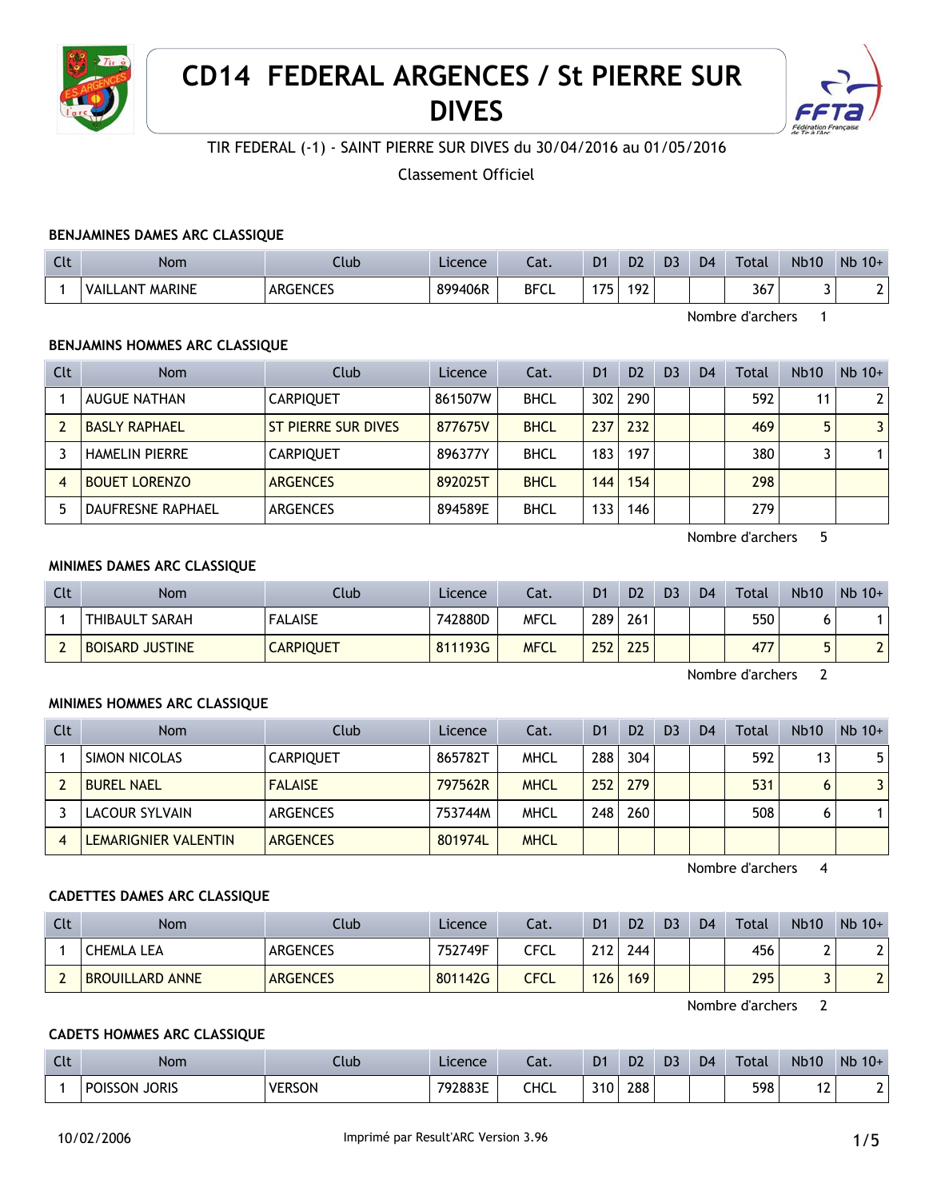# CD14 FEDERAL ARGENCES / St PIERRE SUR DIVES

TIR FEDERAL (-1) - SAINT PIERRE SUR DIVES du 30/04/2016 au 01/05/2016

Classement Officiel

### BENJAMINES DAMES ARC CLASSIQUE

| Clt | Nom | Club | Licence | Cat. | D1 | D2 | D3 | D4 | Total | Nb10 | Nb 10+ |
|---|---|---|---|---|---|---|---|---|---|---|---|
| 1 | VAILLANT MARINE | ARGENCES | 899406R | BFCL | 175 | 192 | | | 367 | 3 | 2 |

Nombre d'archers 1

### BENJAMINS HOMMES ARC CLASSIQUE

| Clt | Nom | Club | Licence | Cat. | D1 | D2 | D3 | D4 | Total | Nb10 | Nb 10+ |
|---|---|---|---|---|---|---|---|---|---|---|---|
| 1 | AUGUE NATHAN | CARPIQUET | 861507W | BHCL | 302 | 290 | | | 592 | 11 | 2 |
| 2 | BASLY RAPHAEL | ST PIERRE SUR DIVES | 877675V | BHCL | 237 | 232 | | | 469 | 5 | 3 |
| 3 | HAMELIN PIERRE | CARPIQUET | 896377Y | BHCL | 183 | 197 | | | 380 | 3 | 1 |
| 4 | BOUET LORENZO | ARGENCES | 892025T | BHCL | 144 | 154 | | | 298 | | |
| 5 | DAUFRESNE RAPHAEL | ARGENCES | 894589E | BHCL | 133 | 146 | | | 279 | | |

Nombre d'archers 5

### MINIMES DAMES ARC CLASSIQUE

| Clt | Nom | Club | Licence | Cat. | D1 | D2 | D3 | D4 | Total | Nb10 | Nb 10+ |
|---|---|---|---|---|---|---|---|---|---|---|---|
| 1 | THIBAULT SARAH | FALAISE | 742880D | MFCL | 289 | 261 | | | 550 | 6 | 1 |
| 2 | BOISARD JUSTINE | CARPIQUET | 811193G | MFCL | 252 | 225 | | | 477 | 5 | 2 |

Nombre d'archers 2

### MINIMES HOMMES ARC CLASSIQUE

| Clt | Nom | Club | Licence | Cat. | D1 | D2 | D3 | D4 | Total | Nb10 | Nb 10+ |
|---|---|---|---|---|---|---|---|---|---|---|---|
| 1 | SIMON NICOLAS | CARPIQUET | 865782T | MHCL | 288 | 304 | | | 592 | 13 | 5 |
| 2 | BUREL NAEL | FALAISE | 797562R | MHCL | 252 | 279 | | | 531 | 6 | 3 |
| 3 | LACOUR SYLVAIN | ARGENCES | 753744M | MHCL | 248 | 260 | | | 508 | 6 | 1 |
| 4 | LEMARIGNIER VALENTIN | ARGENCES | 801974L | MHCL | | | | | | | |

Nombre d'archers 4

### CADETTES DAMES ARC CLASSIQUE

| Clt | Nom | Club | Licence | Cat. | D1 | D2 | D3 | D4 | Total | Nb10 | Nb 10+ |
|---|---|---|---|---|---|---|---|---|---|---|---|
| 1 | CHEMLA LEA | ARGENCES | 752749F | CFCL | 212 | 244 | | | 456 | 2 | 2 |
| 2 | BROUILLARD ANNE | ARGENCES | 801142G | CFCL | 126 | 169 | | | 295 | 3 | 2 |

Nombre d'archers 2

### CADETS HOMMES ARC CLASSIQUE

| Clt | Nom | Club | Licence | Cat. | D1 | D2 | D3 | D4 | Total | Nb10 | Nb 10+ |
|---|---|---|---|---|---|---|---|---|---|---|---|
| 1 | POISSON JORIS | VERSON | 792883E | CHCL | 310 | 288 | | | 598 | 12 | 2 |

10/02/2006 Imprimé par Result'ARC Version 3.96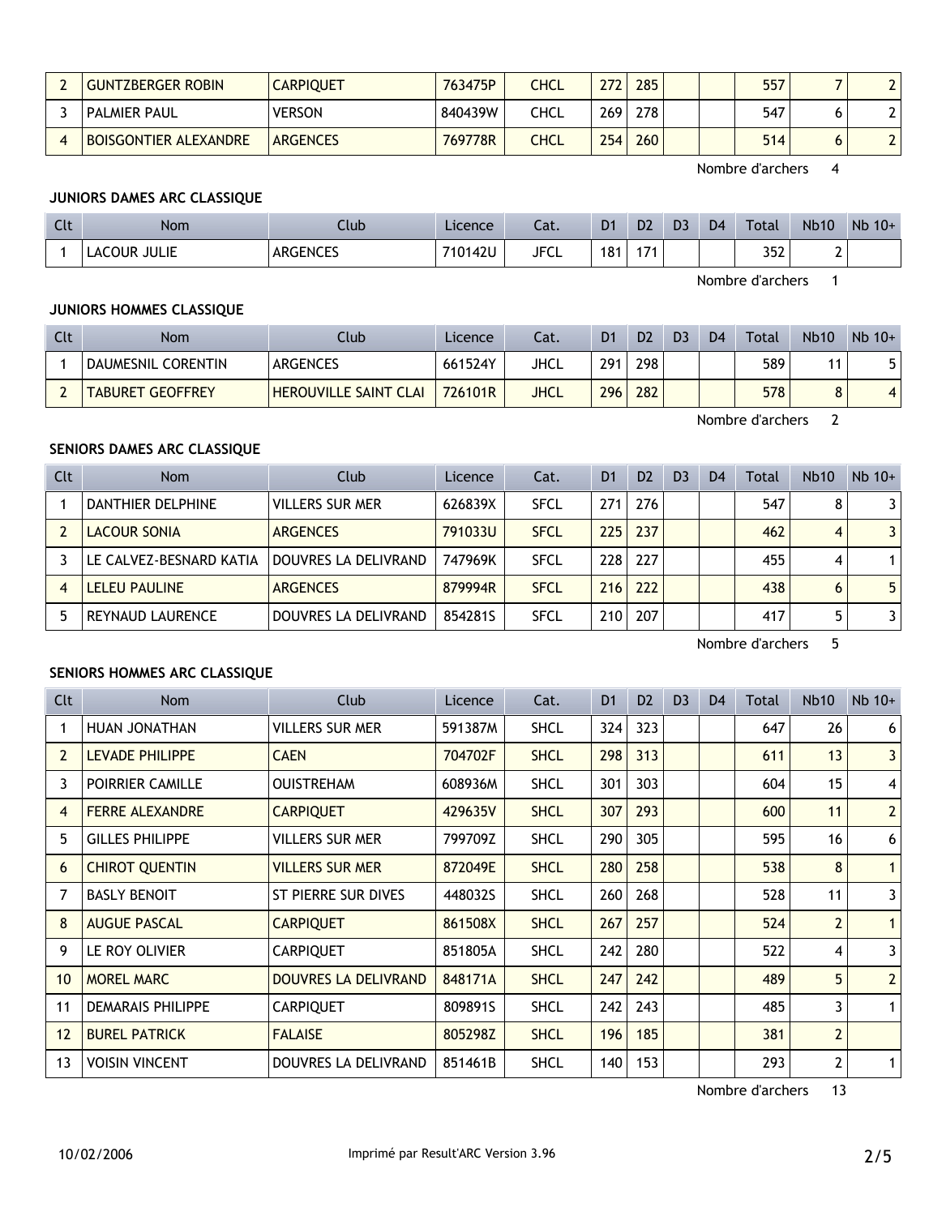| Clt | Nom | Club | Licence | Cat. | D1 | D2 | D3 | D4 | Total | Nb10 | Nb 10+ |
|---|---|---|---|---|---|---|---|---|---|---|---|
| 2 | GUNTZBERGER ROBIN | CARPIQUET | 763475P | CHCL | 272 | 285 | | | 557 | 7 | 2 |
| 3 | PALMIER PAUL | VERSON | 840439W | CHCL | 269 | 278 | | | 547 | 6 | 2 |
| 4 | BOISGONTIER ALEXANDRE | ARGENCES | 769778R | CHCL | 254 | 260 | | | 514 | 6 | 2 |

Nombre d'archers 4

### JUNIORS DAMES ARC CLASSIQUE

| Clt | Nom | Club | Licence | Cat. | D1 | D2 | D3 | D4 | Total | Nb10 | Nb 10+ |
|---|---|---|---|---|---|---|---|---|---|---|---|
| 1 | LACOUR JULIE | ARGENCES | 710142U | JFCL | 181 | 171 | | | 352 | 2 | |

Nombre d'archers 1

### JUNIORS HOMMES CLASSIQUE

| Clt | Nom | Club | Licence | Cat. | D1 | D2 | D3 | D4 | Total | Nb10 | Nb 10+ |
|---|---|---|---|---|---|---|---|---|---|---|---|
| 1 | DAUMESNIL CORENTIN | ARGENCES | 661524Y | JHCL | 291 | 298 | | | 589 | 11 | 5 |
| 2 | TABURET GEOFFREY | HEROUVILLE SAINT CLAI | 726101R | JHCL | 296 | 282 | | | 578 | 8 | 4 |

Nombre d'archers 2

### SENIORS DAMES ARC CLASSIQUE

| Clt | Nom | Club | Licence | Cat. | D1 | D2 | D3 | D4 | Total | Nb10 | Nb 10+ |
|---|---|---|---|---|---|---|---|---|---|---|---|
| 1 | DANTHIER DELPHINE | VILLERS SUR MER | 626839X | SFCL | 271 | 276 | | | 547 | 8 | 3 |
| 2 | LACOUR SONIA | ARGENCES | 791033U | SFCL | 225 | 237 | | | 462 | 4 | 3 |
| 3 | LE CALVEZ-BESNARD KATIA | DOUVRES LA DELIVRAND | 747969K | SFCL | 228 | 227 | | | 455 | 4 | 1 |
| 4 | LELEU PAULINE | ARGENCES | 879994R | SFCL | 216 | 222 | | | 438 | 6 | 5 |
| 5 | REYNAUD LAURENCE | DOUVRES LA DELIVRAND | 854281S | SFCL | 210 | 207 | | | 417 | 5 | 3 |

Nombre d'archers 5

### SENIORS HOMMES ARC CLASSIQUE

| Clt | Nom | Club | Licence | Cat. | D1 | D2 | D3 | D4 | Total | Nb10 | Nb 10+ |
|---|---|---|---|---|---|---|---|---|---|---|---|
| 1 | HUAN JONATHAN | VILLERS SUR MER | 591387M | SHCL | 324 | 323 | | | 647 | 26 | 6 |
| 2 | LEVADE PHILIPPE | CAEN | 704702F | SHCL | 298 | 313 | | | 611 | 13 | 3 |
| 3 | POIRRIER CAMILLE | OUISTREHAM | 608936M | SHCL | 301 | 303 | | | 604 | 15 | 4 |
| 4 | FERRE ALEXANDRE | CARPIQUET | 429635V | SHCL | 307 | 293 | | | 600 | 11 | 2 |
| 5 | GILLES PHILIPPE | VILLERS SUR MER | 799709Z | SHCL | 290 | 305 | | | 595 | 16 | 6 |
| 6 | CHIROT QUENTIN | VILLERS SUR MER | 872049E | SHCL | 280 | 258 | | | 538 | 8 | 1 |
| 7 | BASLY BENOIT | ST PIERRE SUR DIVES | 448032S | SHCL | 260 | 268 | | | 528 | 11 | 3 |
| 8 | AUGUE PASCAL | CARPIQUET | 861508X | SHCL | 267 | 257 | | | 524 | 2 | 1 |
| 9 | LE ROY OLIVIER | CARPIQUET | 851805A | SHCL | 242 | 280 | | | 522 | 4 | 3 |
| 10 | MOREL MARC | DOUVRES LA DELIVRAND | 848171A | SHCL | 247 | 242 | | | 489 | 5 | 2 |
| 11 | DEMARAIS PHILIPPE | CARPIQUET | 809891S | SHCL | 242 | 243 | | | 485 | 3 | 1 |
| 12 | BUREL PATRICK | FALAISE | 805298Z | SHCL | 196 | 185 | | | 381 | 2 | |
| 13 | VOISIN VINCENT | DOUVRES LA DELIVRAND | 851461B | SHCL | 140 | 153 | | | 293 | 2 | 1 |

Nombre d'archers 13

10/02/2006 Imprimé par Result'ARC Version 3.96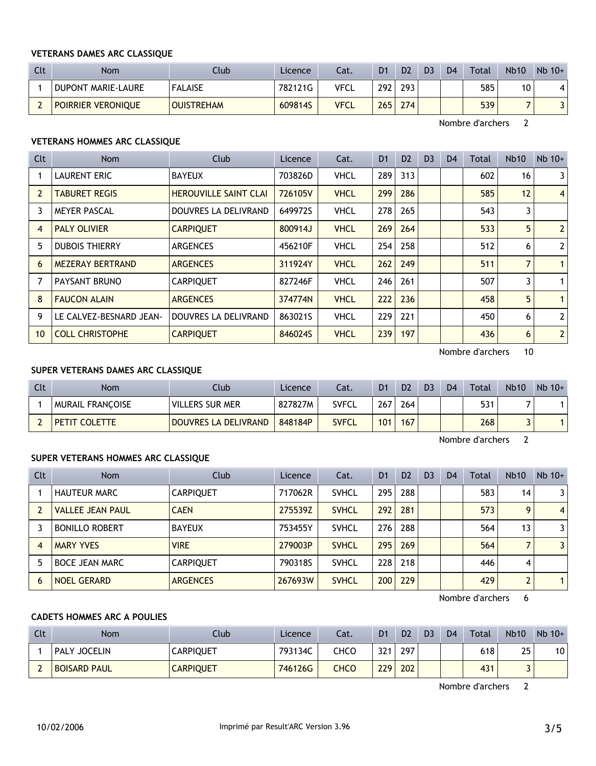### VETERANS DAMES ARC CLASSIQUE

| Clt | Nom | Club | Licence | Cat. | D1 | D2 | D3 | D4 | Total | Nb10 | Nb 10+ |
|---|---|---|---|---|---|---|---|---|---|---|---|
| 1 | DUPONT MARIE-LAURE | FALAISE | 782121G | VFCL | 292 | 293 | | | 585 | 10 | 4 |
| 2 | POIRRIER VERONIQUE | OUISTREHAM | 609814S | VFCL | 265 | 274 | | | 539 | 7 | 3 |

Nombre d'archers 2

### VETERANS HOMMES ARC CLASSIQUE

| Clt | Nom | Club | Licence | Cat. | D1 | D2 | D3 | D4 | Total | Nb10 | Nb 10+ |
|---|---|---|---|---|---|---|---|---|---|---|---|
| 1 | LAURENT ERIC | BAYEUX | 703826D | VHCL | 289 | 313 | | | 602 | 16 | 3 |
| 2 | TABURET REGIS | HEROUVILLE SAINT CLAI | 726105V | VHCL | 299 | 286 | | | 585 | 12 | 4 |
| 3 | MEYER PASCAL | DOUVRES LA DELIVRAND | 649972S | VHCL | 278 | 265 | | | 543 | 3 | |
| 4 | PALY OLIVIER | CARPIQUET | 800914J | VHCL | 269 | 264 | | | 533 | 5 | 2 |
| 5 | DUBOIS THIERRY | ARGENCES | 456210F | VHCL | 254 | 258 | | | 512 | 6 | 2 |
| 6 | MEZERAY BERTRAND | ARGENCES | 311924Y | VHCL | 262 | 249 | | | 511 | 7 | 1 |
| 7 | PAYSANT BRUNO | CARPIQUET | 827246F | VHCL | 246 | 261 | | | 507 | 3 | 1 |
| 8 | FAUCON ALAIN | ARGENCES | 374774N | VHCL | 222 | 236 | | | 458 | 5 | 1 |
| 9 | LE CALVEZ-BESNARD JEAN- | DOUVRES LA DELIVRAND | 863021S | VHCL | 229 | 221 | | | 450 | 6 | 2 |
| 10 | COLL CHRISTOPHE | CARPIQUET | 846024S | VHCL | 239 | 197 | | | 436 | 6 | 2 |

Nombre d'archers 10

### SUPER VETERANS DAMES ARC CLASSIQUE

| Clt | Nom | Club | Licence | Cat. | D1 | D2 | D3 | D4 | Total | Nb10 | Nb 10+ |
|---|---|---|---|---|---|---|---|---|---|---|---|
| 1 | MURAIL FRANÇOISE | VILLERS SUR MER | 827827M | SVFCL | 267 | 264 | | | 531 | 7 | 1 |
| 2 | PETIT COLETTE | DOUVRES LA DELIVRAND | 848184P | SVFCL | 101 | 167 | | | 268 | 3 | 1 |

Nombre d'archers 2

### SUPER VETERANS HOMMES ARC CLASSIQUE

| Clt | Nom | Club | Licence | Cat. | D1 | D2 | D3 | D4 | Total | Nb10 | Nb 10+ |
|---|---|---|---|---|---|---|---|---|---|---|---|
| 1 | HAUTEUR MARC | CARPIQUET | 717062R | SVHCL | 295 | 288 | | | 583 | 14 | 3 |
| 2 | VALLEE JEAN PAUL | CAEN | 275539Z | SVHCL | 292 | 281 | | | 573 | 9 | 4 |
| 3 | BONILLO ROBERT | BAYEUX | 753455Y | SVHCL | 276 | 288 | | | 564 | 13 | 3 |
| 4 | MARY YVES | VIRE | 279003P | SVHCL | 295 | 269 | | | 564 | 7 | 3 |
| 5 | BOCE JEAN MARC | CARPIQUET | 790318S | SVHCL | 228 | 218 | | | 446 | 4 | |
| 6 | NOEL GERARD | ARGENCES | 267693W | SVHCL | 200 | 229 | | | 429 | 2 | 1 |

Nombre d'archers 6

### CADETS HOMMES ARC A POULIES

| Clt | Nom | Club | Licence | Cat. | D1 | D2 | D3 | D4 | Total | Nb10 | Nb 10+ |
|---|---|---|---|---|---|---|---|---|---|---|---|
| 1 | PALY JOCELIN | CARPIQUET | 793134C | CHCO | 321 | 297 | | | 618 | 25 | 10 |
| 2 | BOISARD PAUL | CARPIQUET | 746126G | CHCO | 229 | 202 | | | 431 | 3 | |

Nombre d'archers 2

10/02/2006 Imprimé par Result'ARC Version 3.96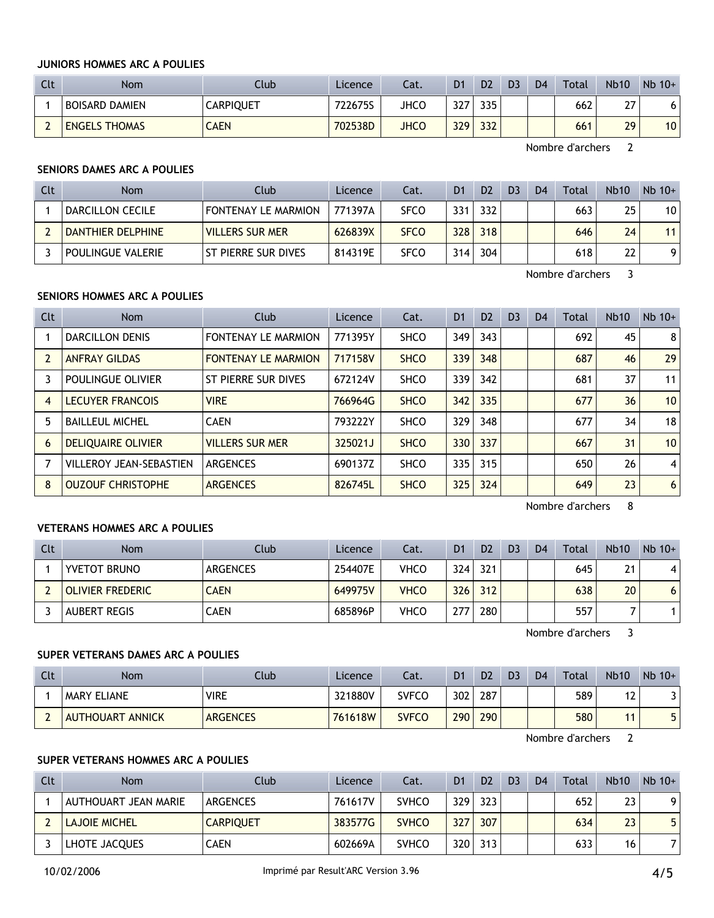#### JUNIORS HOMMES ARC A POULIES

| Clt | Nom | Club | Licence | Cat. | D1 | D2 | D3 | D4 | Total | Nb10 | Nb 10+ |
|---|---|---|---|---|---|---|---|---|---|---|---|
| 1 | BOISARD DAMIEN | CARPIQUET | 722675S | JHCO | 327 | 335 | | | 662 | 27 | 6 |
| 2 | ENGELS THOMAS | CAEN | 702538D | JHCO | 329 | 332 | | | 661 | 29 | 10 |

Nombre d'archers 2

#### SENIORS DAMES ARC A POULIES

| Clt | Nom | Club | Licence | Cat. | D1 | D2 | D3 | D4 | Total | Nb10 | Nb 10+ |
|---|---|---|---|---|---|---|---|---|---|---|---|
| 1 | DARCILLON CECILE | FONTENAY LE MARMION | 771397A | SFCO | 331 | 332 | | | 663 | 25 | 10 |
| 2 | DANTHIER DELPHINE | VILLERS SUR MER | 626839X | SFCO | 328 | 318 | | | 646 | 24 | 11 |
| 3 | POULINGUE VALERIE | ST PIERRE SUR DIVES | 814319E | SFCO | 314 | 304 | | | 618 | 22 | 9 |

Nombre d'archers 3

#### SENIORS HOMMES ARC A POULIES

| Clt | Nom | Club | Licence | Cat. | D1 | D2 | D3 | D4 | Total | Nb10 | Nb 10+ |
|---|---|---|---|---|---|---|---|---|---|---|---|
| 1 | DARCILLON DENIS | FONTENAY LE MARMION | 771395Y | SHCO | 349 | 343 | | | 692 | 45 | 8 |
| 2 | ANFRAY GILDAS | FONTENAY LE MARMION | 717158V | SHCO | 339 | 348 | | | 687 | 46 | 29 |
| 3 | POULINGUE OLIVIER | ST PIERRE SUR DIVES | 672124V | SHCO | 339 | 342 | | | 681 | 37 | 11 |
| 4 | LECUYER FRANCOIS | VIRE | 766964G | SHCO | 342 | 335 | | | 677 | 36 | 10 |
| 5 | BAILLEUL MICHEL | CAEN | 793222Y | SHCO | 329 | 348 | | | 677 | 34 | 18 |
| 6 | DELIQUAIRE OLIVIER | VILLERS SUR MER | 325021J | SHCO | 330 | 337 | | | 667 | 31 | 10 |
| 7 | VILLEROY JEAN-SEBASTIEN | ARGENCES | 690137Z | SHCO | 335 | 315 | | | 650 | 26 | 4 |
| 8 | OUZOUF CHRISTOPHE | ARGENCES | 826745L | SHCO | 325 | 324 | | | 649 | 23 | 6 |

Nombre d'archers 8

#### VETERANS HOMMES ARC A POULIES

| Clt | Nom | Club | Licence | Cat. | D1 | D2 | D3 | D4 | Total | Nb10 | Nb 10+ |
|---|---|---|---|---|---|---|---|---|---|---|---|
| 1 | YVETOT BRUNO | ARGENCES | 254407E | VHCO | 324 | 321 | | | 645 | 21 | 4 |
| 2 | OLIVIER FREDERIC | CAEN | 649975V | VHCO | 326 | 312 | | | 638 | 20 | 6 |
| 3 | AUBERT REGIS | CAEN | 685896P | VHCO | 277 | 280 | | | 557 | 7 | 1 |

Nombre d'archers 3

#### SUPER VETERANS DAMES ARC A POULIES

| Clt | Nom | Club | Licence | Cat. | D1 | D2 | D3 | D4 | Total | Nb10 | Nb 10+ |
|---|---|---|---|---|---|---|---|---|---|---|---|
| 1 | MARY ELIANE | VIRE | 321880V | SVFCO | 302 | 287 | | | 589 | 12 | 3 |
| 2 | AUTHOUART ANNICK | ARGENCES | 761618W | SVFCO | 290 | 290 | | | 580 | 11 | 5 |

Nombre d'archers 2

#### SUPER VETERANS HOMMES ARC A POULIES

| Clt | Nom | Club | Licence | Cat. | D1 | D2 | D3 | D4 | Total | Nb10 | Nb 10+ |
|---|---|---|---|---|---|---|---|---|---|---|---|
| 1 | AUTHOUART JEAN MARIE | ARGENCES | 761617V | SVHCO | 329 | 323 | | | 652 | 23 | 9 |
| 2 | LAJOIE MICHEL | CARPIQUET | 383577G | SVHCO | 327 | 307 | | | 634 | 23 | 5 |
| 3 | LHOTE JACQUES | CAEN | 602669A | SVHCO | 320 | 313 | | | 633 | 16 | 7 |

10/02/2006 Imprimé par Result'ARC Version 3.96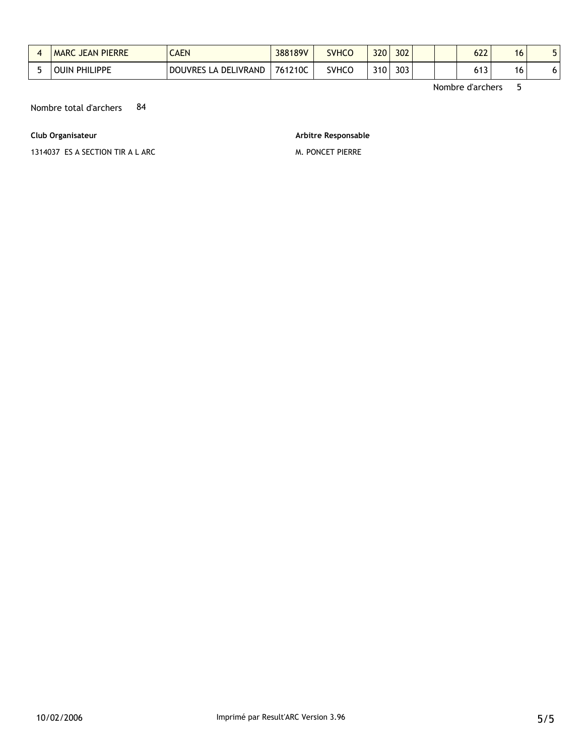| | | | | | | | | | | | |
|---|---|---|---|---|---|---|---|---|---|---|---|
| 4 | MARC JEAN PIERRE | CAEN | 388189V | SVHCO | 320 | 302 | | | 622 | 16 | 5 |
| 5 | OUIN PHILIPPE | DOUVRES LA DELIVRAND | 761210C | SVHCO | 310 | 303 | | | 613 | 16 | 6 |

Nombre d'archers 5

Nombre total d'archers 84

**Club Organisateur**

1314037 ES A SECTION TIR A L ARC

**Arbitre Responsable**

M. PONCET PIERRE

10/02/2006 Imprimé par Result'ARC Version 3.96